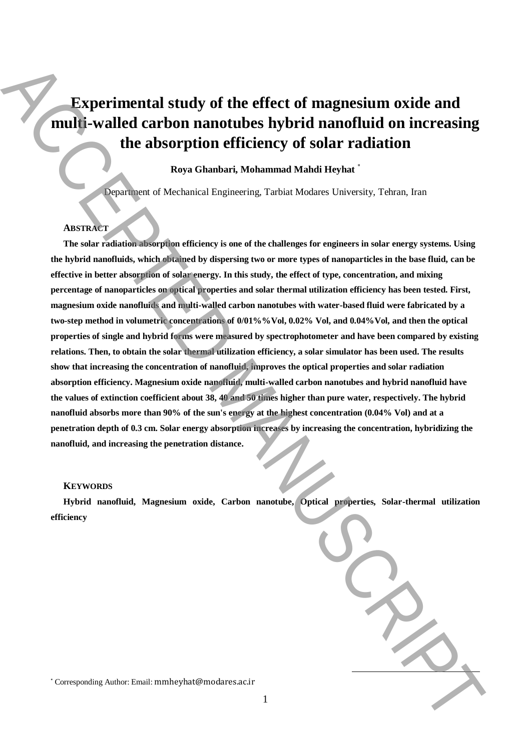# Experimental study of the effect of magnesium oxide and multi-walled carbon nanotubes hybrid nanofluid on increasing the absorption efficiency of solar radiation

**Roya Ghanbari, Mohammad Mahdi Heyhat** [*]

Department of Mechanical Engineering, Tarbiat Modares University, Tehran, Iran

## ABSTRACT

**The solar radiation absorption efficiency is one of the challenges for engineers in solar energy systems. Using the hybrid nanofluids, which obtained by dispersing two or more types of nanoparticles in the base fluid, can be effective in better absorption of solar energy. In this study, the effect of type, concentration, and mixing percentage of nanoparticles on optical properties and solar thermal utilization efficiency has been tested. First, magnesium oxide nanofluids and multi-walled carbon nanotubes with water-based fluid were fabricated by a two-step method in volumetric concentrations of 0/01%%Vol, 0.02% Vol, and 0.04%Vol, and then the optical properties of single and hybrid forms were measured by spectrophotometer and have been compared by existing relations. Then, to obtain the solar thermal utilization efficiency, a solar simulator has been used. The results show that increasing the concentration of nanofluid, improves the optical properties and solar radiation absorption efficiency. Magnesium oxide nanofluid, multi-walled carbon nanotubes and hybrid nanofluid have the values of extinction coefficient about 38, 40 and 50 times higher than pure water, respectively. The hybrid nanofluid absorbs more than 90% of the sun's energy at the highest concentration (0.04% Vol) and at a penetration depth of 0.3 cm. Solar energy absorption increases by increasing the concentration, hybridizing the nanofluid, and increasing the penetration distance.**

## KEYWORDS

**Hybrid nanofluid, Magnesium oxide, Carbon nanotube, Optical properties, Solar-thermal utilization efficiency**

[*] Corresponding Author: Email: mmheyhat@modares.ac.ir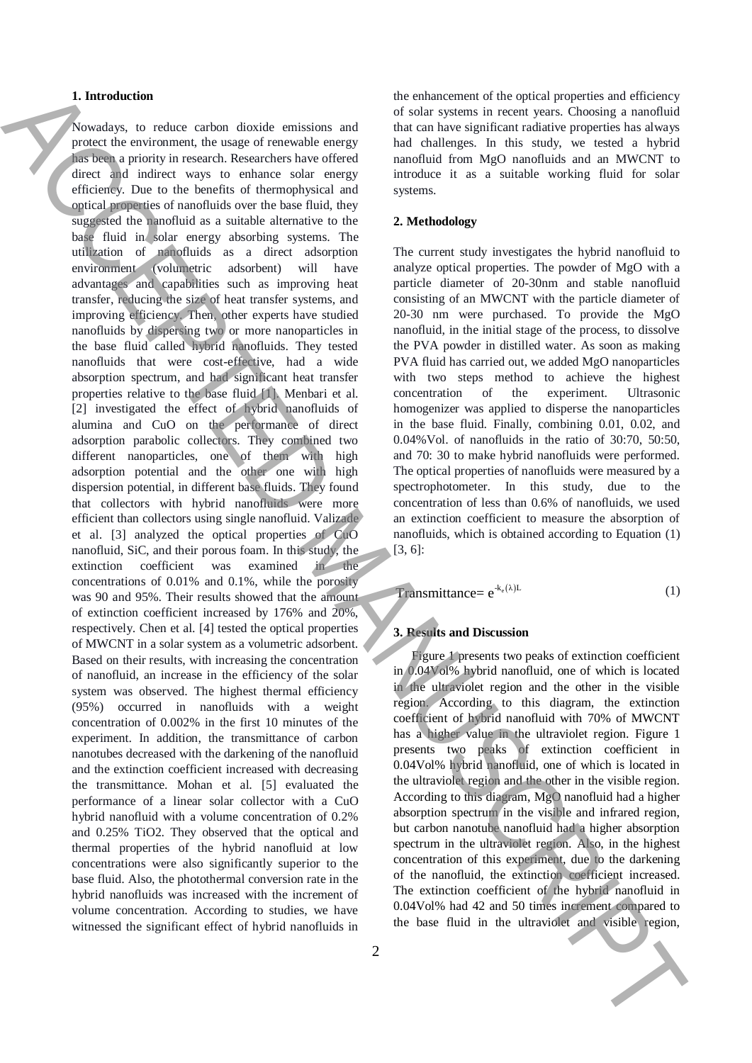## 1. Introduction

Nowadays, to reduce carbon dioxide emissions and protect the environment, the usage of renewable energy has been a priority in research. Researchers have offered direct and indirect ways to enhance solar energy efficiency. Due to the benefits of thermophysical and optical properties of nanofluids over the base fluid, they suggested the nanofluid as a suitable alternative to the base fluid in solar energy absorbing systems. The utilization of nanofluids as a direct adsorption environment (volumetric adsorbent) will have advantages and capabilities such as improving heat transfer, reducing the size of heat transfer systems, and improving efficiency. Then, other experts have studied nanofluids by dispersing two or more nanoparticles in the base fluid called hybrid nanofluids. They tested nanofluids that were cost-effective, had a wide absorption spectrum, and had significant heat transfer properties relative to the base fluid [1]. Menbari et al. [2] investigated the effect of hybrid nanofluids of alumina and CuO on the performance of direct adsorption parabolic collectors. They combined two different nanoparticles, one of them with high adsorption potential and the other one with high dispersion potential, in different base fluids. They found that collectors with hybrid nanofluids were more efficient than collectors using single nanofluid. Valizade et al. [3] analyzed the optical properties of CuO nanofluid, SiC, and their porous foam. In this study, the extinction coefficient was examined in the concentrations of 0.01% and 0.1%, while the porosity was 90 and 95%. Their results showed that the amount of extinction coefficient increased by 176% and 20%, respectively. Chen et al. [4] tested the optical properties of MWCNT in a solar system as a volumetric adsorbent. Based on their results, with increasing the concentration of nanofluid, an increase in the efficiency of the solar system was observed. The highest thermal efficiency (95%) occurred in nanofluids with a weight concentration of 0.002% in the first 10 minutes of the experiment. In addition, the transmittance of carbon nanotubes decreased with the darkening of the nanofluid and the extinction coefficient increased with decreasing the transmittance. Mohan et al. [5] evaluated the performance of a linear solar collector with a CuO hybrid nanofluid with a volume concentration of 0.2% and 0.25% $TiO_2$. They observed that the optical and thermal properties of the hybrid nanofluid at low concentrations were also significantly superior to the base fluid. Also, the photothermal conversion rate in the hybrid nanofluids was increased with the increment of volume concentration. According to studies, we have witnessed the significant effect of hybrid nanofluids in the enhancement of the optical properties and efficiency of solar systems in recent years. Choosing a nanofluid that can have significant radiative properties has always had challenges. In this study, we tested a hybrid nanofluid from MgO nanofluids and an MWCNT to introduce it as a suitable working fluid for solar systems.

## 2. Methodology

The current study investigates the hybrid nanofluid to analyze optical properties. The powder of MgO with a particle diameter of 20-30nm and stable nanofluid consisting of an MWCNT with the particle diameter of 20-30 nm were purchased. To provide the MgO nanofluid, in the initial stage of the process, to dissolve the PVA powder in distilled water. As soon as making PVA fluid has carried out, we added MgO nanoparticles with two steps method to achieve the highest concentration of the experiment. Ultrasonic homogenizer was applied to disperse the nanoparticles in the base fluid. Finally, combining 0.01, 0.02, and 0.04%Vol. of nanofluids in the ratio of 30:70, 50:50, and 70: 30 to make hybrid nanofluids were performed. The optical properties of nanofluids were measured by a spectrophotometer. In this study, due to the concentration of less than 0.6% of nanofluids, we used an extinction coefficient to measure the absorption of nanofluids, which is obtained according to Equation (1) [3, 6]:

$$\text{Transmittance} = e^{-k_e(\lambda)L} \tag{1}$$

## 3. Results and Discussion

Figure 1 presents two peaks of extinction coefficient in 0.04Vol% hybrid nanofluid, one of which is located in the ultraviolet region and the other in the visible region. According to this diagram, the extinction coefficient of hybrid nanofluid with 70% of MWCNT has a higher value in the ultraviolet region. Figure 1 presents two peaks of extinction coefficient in 0.04Vol% hybrid nanofluid, one of which is located in the ultraviolet region and the other in the visible region. According to this diagram, MgO nanofluid had a higher absorption spectrum in the visible and infrared region, but carbon nanotube nanofluid had a higher absorption spectrum in the ultraviolet region. Also, in the highest concentration of this experiment, due to the darkening of the nanofluid, the extinction coefficient increased. The extinction coefficient of the hybrid nanofluid in 0.04Vol% had 42 and 50 times increment compared to the base fluid in the ultraviolet and visible region,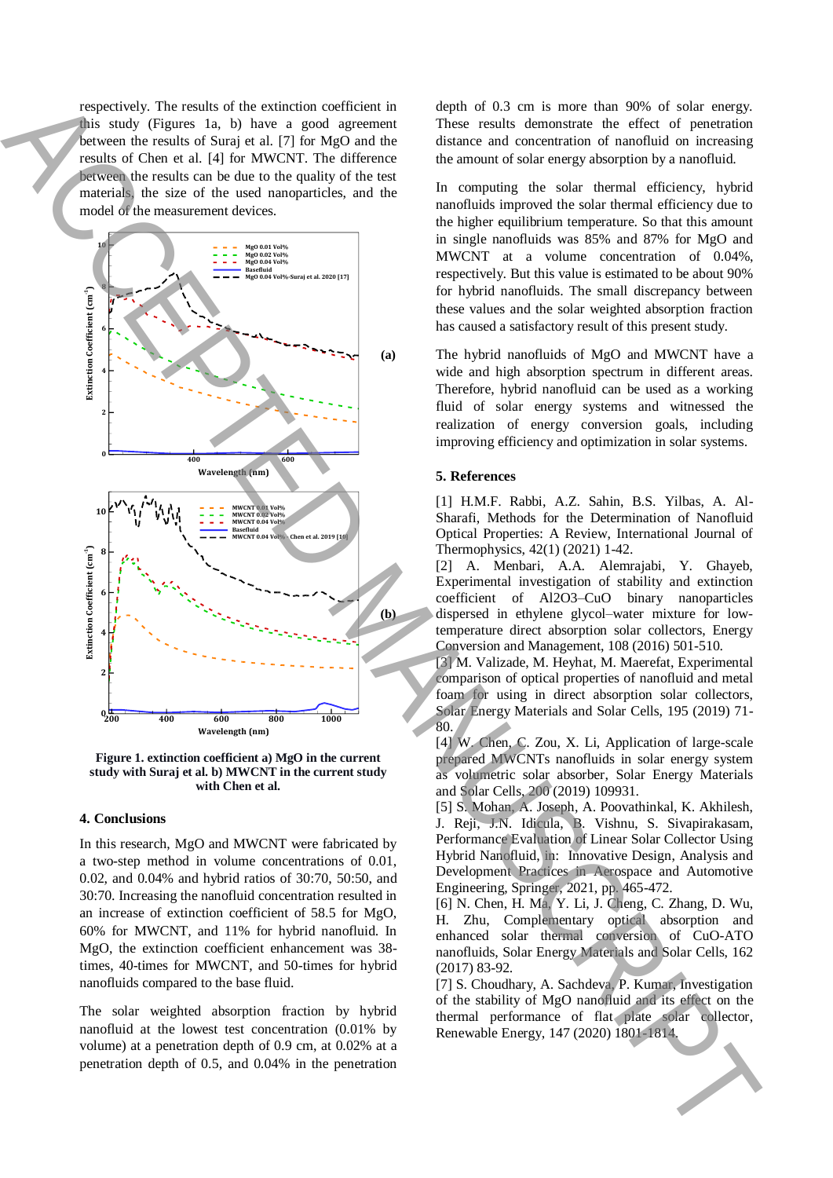respectively. The results of the extinction coefficient in this study (Figures 1a, b) have a good agreement between the results of Suraj et al. [7] for MgO and the results of Chen et al. [4] for MWCNT. The difference between the results can be due to the quality of the test materials, the size of the used nanoparticles, and the model of the measurement devices.

MgO 0.01 Vol%
MgO 0.02 Vol%
MgO 0.04 Vol%
Basefluid
MgO 0.04 Vol%-Suraj et al. 2020 [17]

Extinction Coefficient (cm⁻¹)

Wavelength (nm)

(a)

MWCNT 0.01 Vol%
MWCNT 0.02 Vol%
MWCNT 0.04 Vol%
Basefluid
MWCNT 0.04 Vol%- Chen et al. 2019 [10]

Extinction Coefficient (cm⁻¹)

Wavelength (nm)

(b)

**Figure 1. extinction coefficient a) MgO in the current study with Suraj et al. b) MWCNT in the current study with Chen et al.**

## 4. Conclusions

In this research, MgO and MWCNT were fabricated by a two-step method in volume concentrations of 0.01, 0.02, and 0.04% and hybrid ratios of 30:70, 50:50, and 30:70. Increasing the nanofluid concentration resulted in an increase of extinction coefficient of 58.5 for MgO, 60% for MWCNT, and 11% for hybrid nanofluid. In MgO, the extinction coefficient enhancement was 38-times, 40-times for MWCNT, and 50-times for hybrid nanofluids compared to the base fluid.

The solar weighted absorption fraction by hybrid nanofluid at the lowest test concentration (0.01% by volume) at a penetration depth of 0.9 cm, at 0.02% at a penetration depth of 0.5, and 0.04% in the penetration depth of 0.3 cm is more than 90% of solar energy. These results demonstrate the effect of penetration distance and concentration of nanofluid on increasing the amount of solar energy absorption by a nanofluid.

In computing the solar thermal efficiency, hybrid nanofluids improved the solar thermal efficiency due to the higher equilibrium temperature. So that this amount in single nanofluids was 85% and 87% for MgO and MWCNT at a volume concentration of 0.04%, respectively. But this value is estimated to be about 90% for hybrid nanofluids. The small discrepancy between these values and the solar weighted absorption fraction has caused a satisfactory result of this present study.

The hybrid nanofluids of MgO and MWCNT have a wide and high absorption spectrum in different areas. Therefore, hybrid nanofluid can be used as a working fluid of solar energy systems and witnessed the realization of energy conversion goals, including improving efficiency and optimization in solar systems.

## 5. References

[1] H.M.F. Rabbi, A.Z. Sahin, B.S. Yilbas, A. Al-Sharafi, Methods for the Determination of Nanofluid Optical Properties: A Review, International Journal of Thermophysics, 42(1) (2021) 1-42.

[2] A. Menbari, A.A. Alemrajabi, Y. Ghayeb, Experimental investigation of stability and extinction coefficient of Al2O3–CuO binary nanoparticles dispersed in ethylene glycol–water mixture for low-temperature direct absorption solar collectors, Energy Conversion and Management, 108 (2016) 501-510.

[3] M. Valizade, M. Heyhat, M. Maerefat, Experimental comparison of optical properties of nanofluid and metal foam for using in direct absorption solar collectors, Solar Energy Materials and Solar Cells, 195 (2019) 71-80.

[4] W. Chen, C. Zou, X. Li, Application of large-scale prepared MWCNTs nanofluids in solar energy system as volumetric solar absorber, Solar Energy Materials and Solar Cells, 200 (2019) 109931.

[5] S. Mohan, A. Joseph, A. Poovathinkal, K. Akhilesh, J. Reji, J.N. Idicula, B. Vishnu, S. Sivapirakasam, Performance Evaluation of Linear Solar Collector Using Hybrid Nanofluid, in: Innovative Design, Analysis and Development Practices in Aerospace and Automotive Engineering, Springer, 2021, pp. 465-472.

[6] N. Chen, H. Ma, Y. Li, J. Cheng, C. Zhang, D. Wu, H. Zhu, Complementary optical absorption and enhanced solar thermal conversion of CuO-ATO nanofluids, Solar Energy Materials and Solar Cells, 162 (2017) 83-92.

[7] S. Choudhary, A. Sachdeva, P. Kumar, Investigation of the stability of MgO nanofluid and its effect on the thermal performance of flat plate solar collector, Renewable Energy, 147 (2020) 1801-1814.